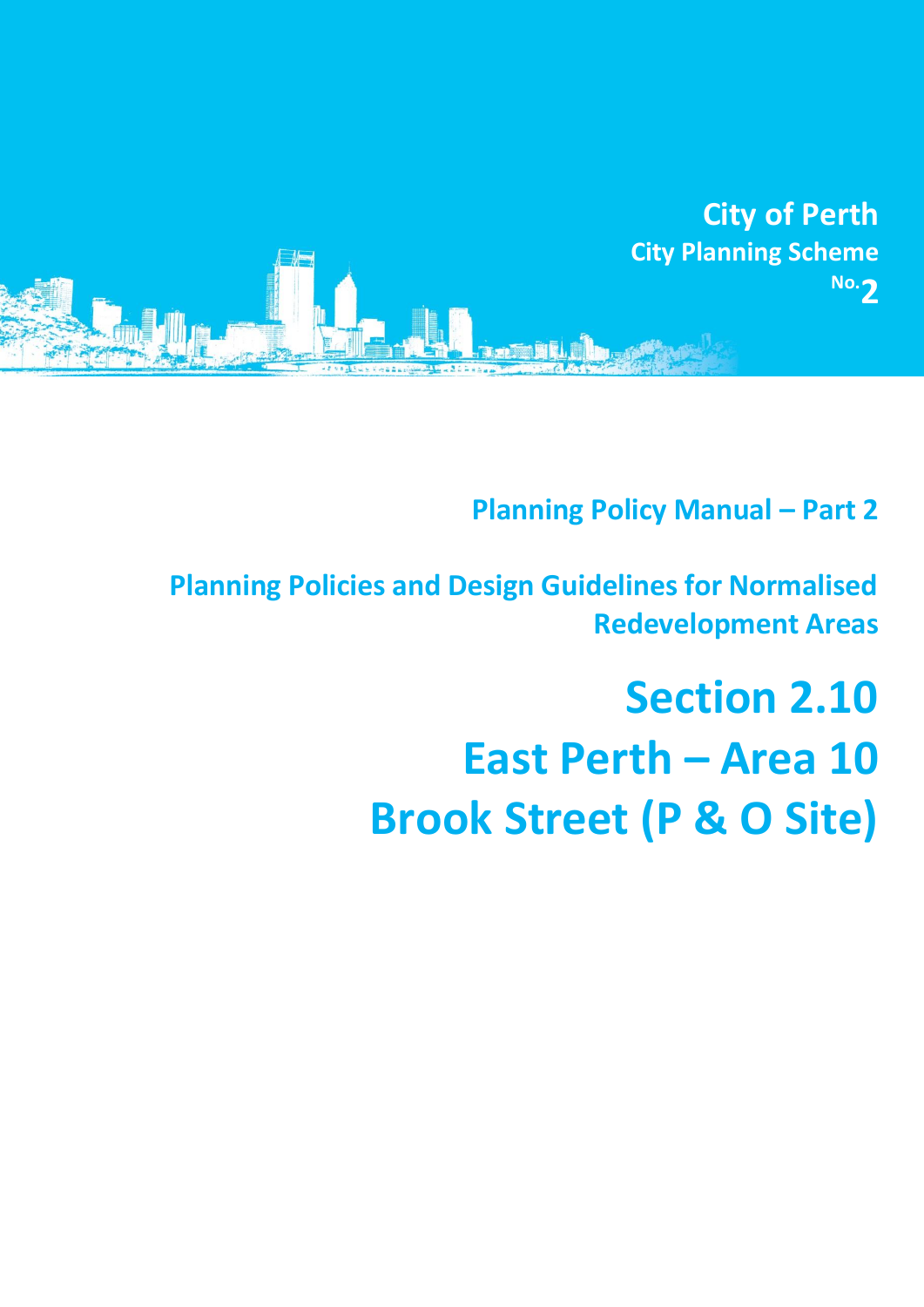City of Perth

City Planning Scheme No. 2

## Planning Policy Manual – Part 2

## Planning Policies and Design Guidelines for Normalised Redevelopment Areas

# Section 2.10

# East Perth – Area 10

# Brook Street (P & O Site)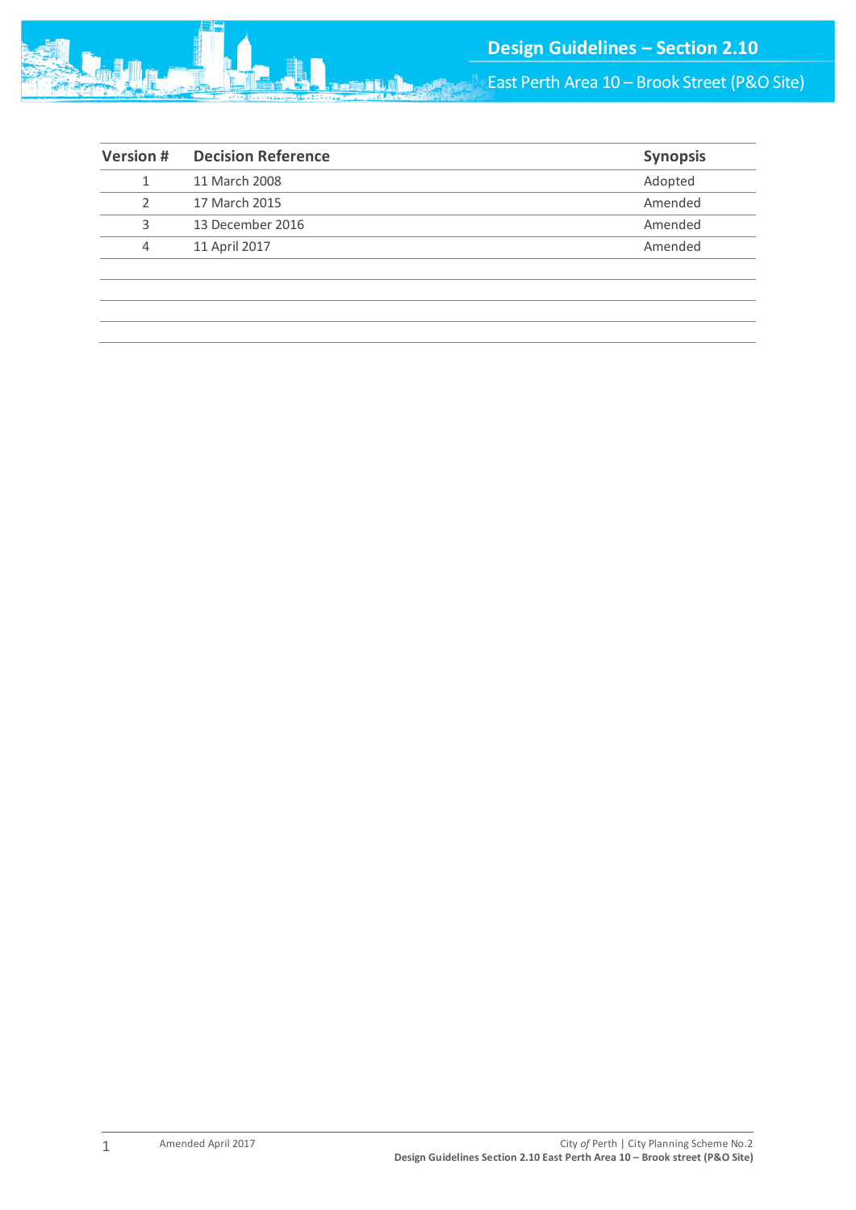| Version # | Decision Reference | Synopsis |
|---|---|---|
| 1 | 11 March 2008 | Adopted |
| 2 | 17 March 2015 | Amended |
| 3 | 13 December 2016 | Amended |
| 4 | 11 April 2017 | Amended |
| | | |
| | | |
| | | |
| | | |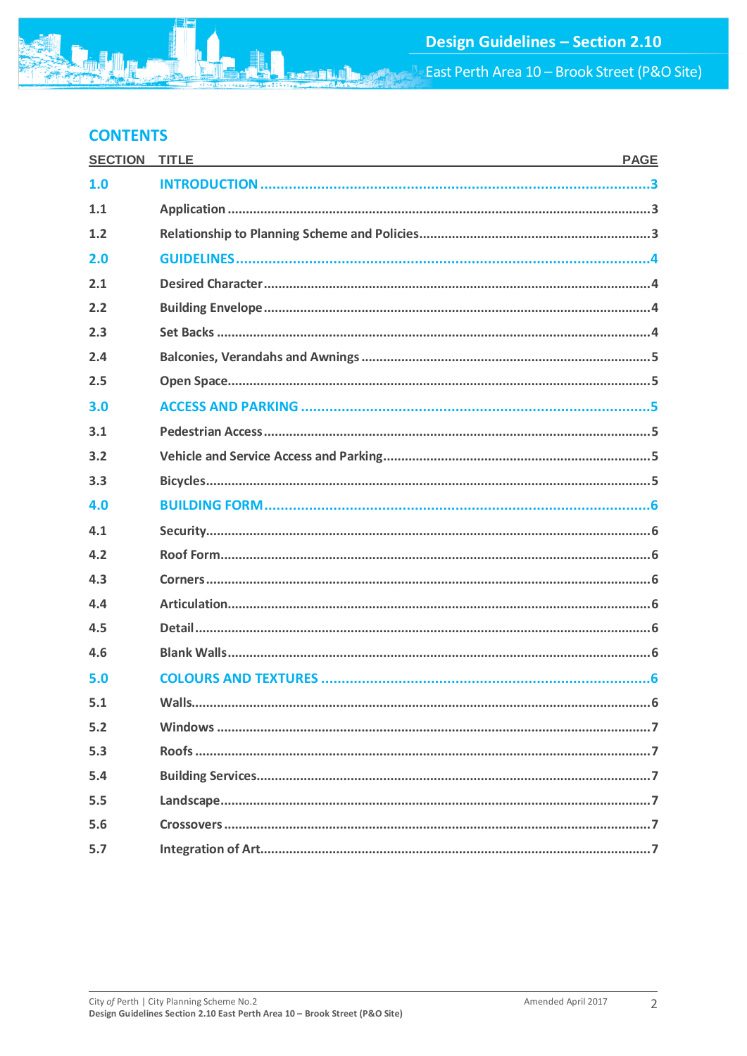## CONTENTS

| SECTION | TITLE | PAGE |
|---|---|---|
| **1.0** | **INTRODUCTION** | **3** |
| 1.1 | Application | 3 |
| 1.2 | Relationship to Planning Scheme and Policies | 3 |
| **2.0** | **GUIDELINES** | **4** |
| 2.1 | Desired Character | 4 |
| 2.2 | Building Envelope | 4 |
| 2.3 | Set Backs | 4 |
| 2.4 | Balconies, Verandahs and Awnings | 5 |
| 2.5 | Open Space | 5 |
| **3.0** | **ACCESS AND PARKING** | **5** |
| 3.1 | Pedestrian Access | 5 |
| 3.2 | Vehicle and Service Access and Parking | 5 |
| 3.3 | Bicycles | 5 |
| **4.0** | **BUILDING FORM** | **6** |
| 4.1 | Security | 6 |
| 4.2 | Roof Form | 6 |
| 4.3 | Corners | 6 |
| 4.4 | Articulation | 6 |
| 4.5 | Detail | 6 |
| 4.6 | Blank Walls | 6 |
| **5.0** | **COLOURS AND TEXTURES** | **6** |
| 5.1 | Walls | 6 |
| 5.2 | Windows | 7 |
| 5.3 | Roofs | 7 |
| 5.4 | Building Services | 7 |
| 5.5 | Landscape | 7 |
| 5.6 | Crossovers | 7 |
| 5.7 | Integration of Art | 7 |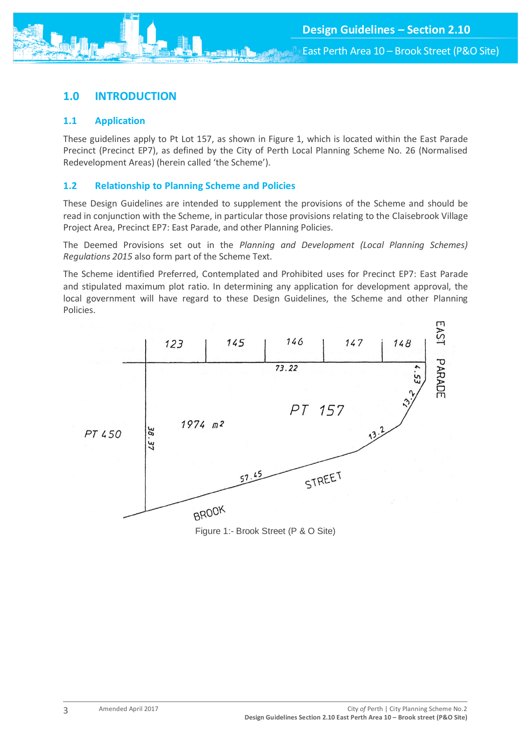# 1.0 INTRODUCTION

## 1.1 Application

These guidelines apply to Pt Lot 157, as shown in Figure 1, which is located within the East Parade Precinct (Precinct EP7), as defined by the City of Perth Local Planning Scheme No. 26 (Normalised Redevelopment Areas) (herein called 'the Scheme').

## 1.2 Relationship to Planning Scheme and Policies

These Design Guidelines are intended to supplement the provisions of the Scheme and should be read in conjunction with the Scheme, in particular those provisions relating to the Claisebrook Village Project Area, Precinct EP7: East Parade, and other Planning Policies.

The Deemed Provisions set out in the *Planning and Development (Local Planning Schemes) Regulations 2015* also form part of the Scheme Text.

The Scheme identified Preferred, Contemplated and Prohibited uses for Precinct EP7: East Parade and stipulated maximum plot ratio. In determining any application for development approval, the local government will have regard to these Design Guidelines, the Scheme and other Planning Policies.

Figure 1:- Brook Street (P & O Site)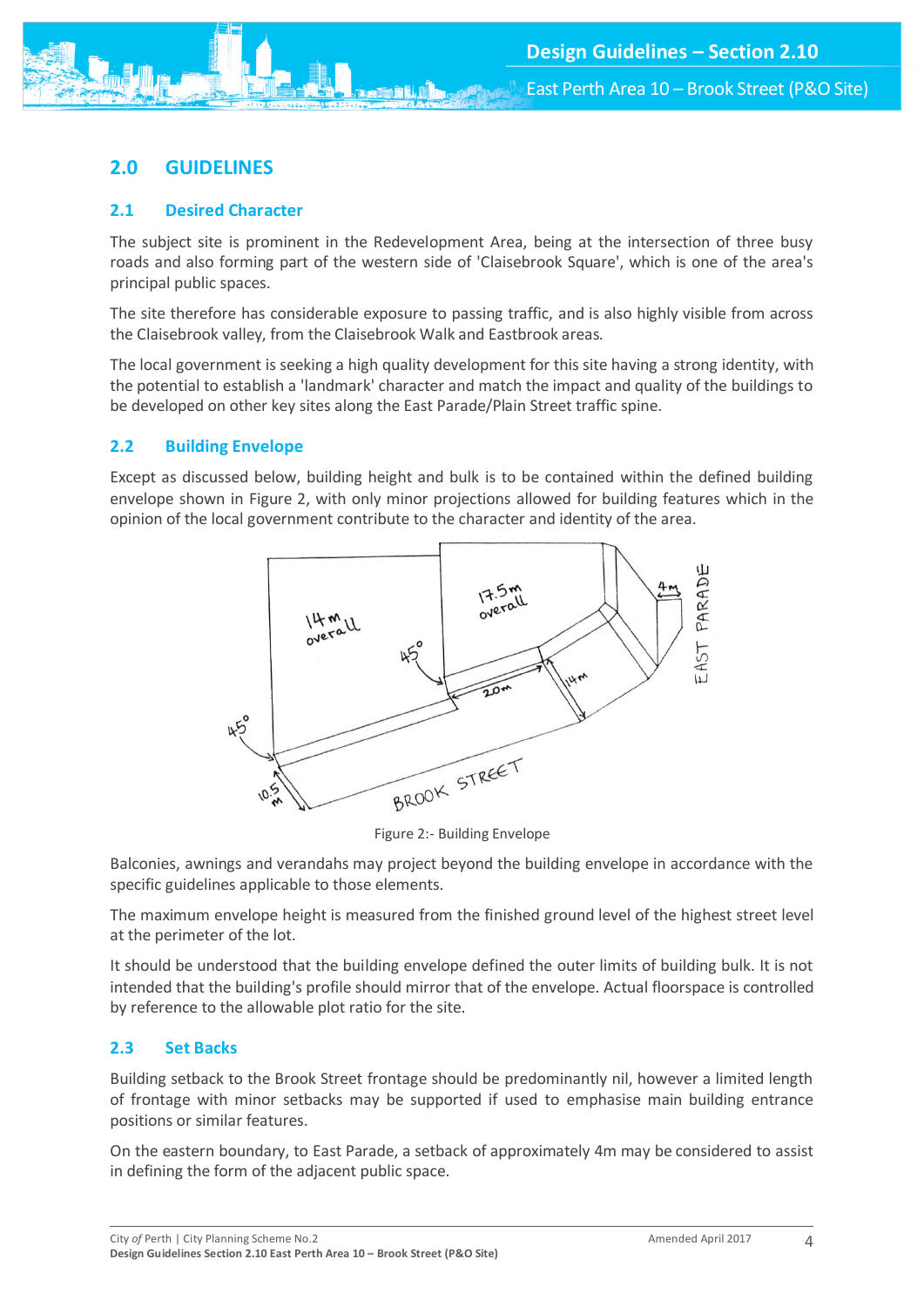## 2.0 GUIDELINES

### 2.1 Desired Character

The subject site is prominent in the Redevelopment Area, being at the intersection of three busy roads and also forming part of the western side of 'Claisebrook Square', which is one of the area's principal public spaces.

The site therefore has considerable exposure to passing traffic, and is also highly visible from across the Claisebrook valley, from the Claisebrook Walk and Eastbrook areas.

The local government is seeking a high quality development for this site having a strong identity, with the potential to establish a 'landmark' character and match the impact and quality of the buildings to be developed on other key sites along the East Parade/Plain Street traffic spine.

### 2.2 Building Envelope

Except as discussed below, building height and bulk is to be contained within the defined building envelope shown in Figure 2, with only minor projections allowed for building features which in the opinion of the local government contribute to the character and identity of the area.

Figure 2:- Building Envelope

Balconies, awnings and verandahs may project beyond the building envelope in accordance with the specific guidelines applicable to those elements.

The maximum envelope height is measured from the finished ground level of the highest street level at the perimeter of the lot.

It should be understood that the building envelope defined the outer limits of building bulk. It is not intended that the building's profile should mirror that of the envelope. Actual floorspace is controlled by reference to the allowable plot ratio for the site.

### 2.3 Set Backs

Building setback to the Brook Street frontage should be predominantly nil, however a limited length of frontage with minor setbacks may be supported if used to emphasise main building entrance positions or similar features.

On the eastern boundary, to East Parade, a setback of approximately 4m may be considered to assist in defining the form of the adjacent public space.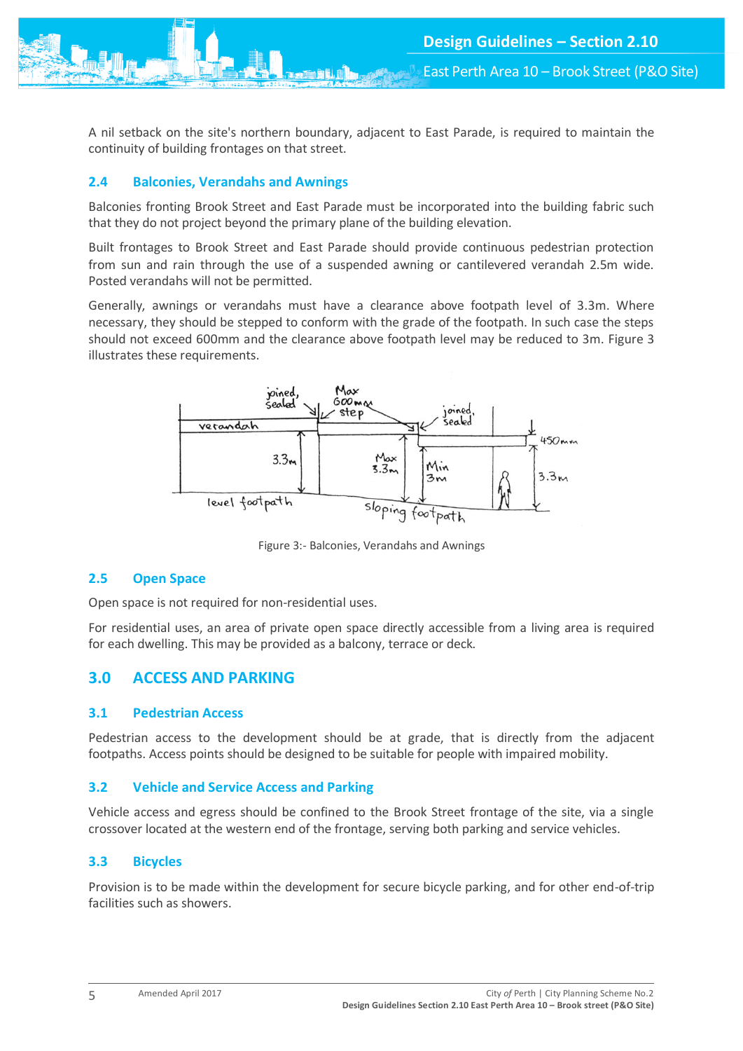A nil setback on the site's northern boundary, adjacent to East Parade, is required to maintain the continuity of building frontages on that street.

### 2.4 Balconies, Verandahs and Awnings

Balconies fronting Brook Street and East Parade must be incorporated into the building fabric such that they do not project beyond the primary plane of the building elevation.

Built frontages to Brook Street and East Parade should provide continuous pedestrian protection from sun and rain through the use of a suspended awning or cantilevered verandah 2.5m wide. Posted verandahs will not be permitted.

Generally, awnings or verandahs must have a clearance above footpath level of 3.3m. Where necessary, they should be stepped to conform with the grade of the footpath. In such case the steps should not exceed 600mm and the clearance above footpath level may be reduced to 3m. Figure 3 illustrates these requirements.

Figure 3:- Balconies, Verandahs and Awnings

### 2.5 Open Space

Open space is not required for non-residential uses.

For residential uses, an area of private open space directly accessible from a living area is required for each dwelling. This may be provided as a balcony, terrace or deck.

## 3.0 ACCESS AND PARKING

### 3.1 Pedestrian Access

Pedestrian access to the development should be at grade, that is directly from the adjacent footpaths. Access points should be designed to be suitable for people with impaired mobility.

### 3.2 Vehicle and Service Access and Parking

Vehicle access and egress should be confined to the Brook Street frontage of the site, via a single crossover located at the western end of the frontage, serving both parking and service vehicles.

### 3.3 Bicycles

Provision is to be made within the development for secure bicycle parking, and for other end-of-trip facilities such as showers.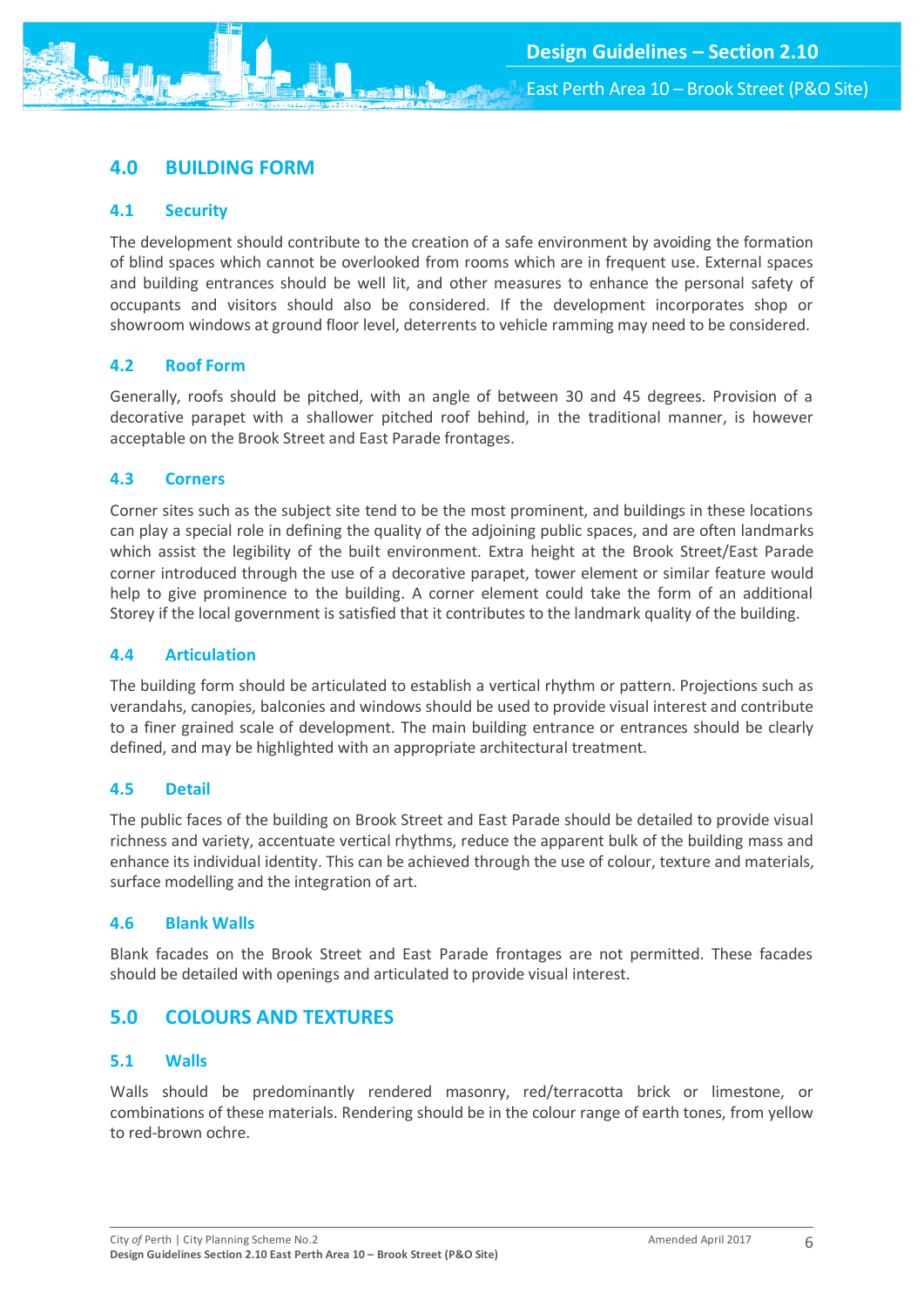## 4.0 BUILDING FORM

### 4.1 Security

The development should contribute to the creation of a safe environment by avoiding the formation of blind spaces which cannot be overlooked from rooms which are in frequent use. External spaces and building entrances should be well lit, and other measures to enhance the personal safety of occupants and visitors should also be considered. If the development incorporates shop or showroom windows at ground floor level, deterrents to vehicle ramming may need to be considered.

### 4.2 Roof Form

Generally, roofs should be pitched, with an angle of between 30 and 45 degrees. Provision of a decorative parapet with a shallower pitched roof behind, in the traditional manner, is however acceptable on the Brook Street and East Parade frontages.

### 4.3 Corners

Corner sites such as the subject site tend to be the most prominent, and buildings in these locations can play a special role in defining the quality of the adjoining public spaces, and are often landmarks which assist the legibility of the built environment. Extra height at the Brook Street/East Parade corner introduced through the use of a decorative parapet, tower element or similar feature would help to give prominence to the building. A corner element could take the form of an additional Storey if the local government is satisfied that it contributes to the landmark quality of the building.

### 4.4 Articulation

The building form should be articulated to establish a vertical rhythm or pattern. Projections such as verandahs, canopies, balconies and windows should be used to provide visual interest and contribute to a finer grained scale of development. The main building entrance or entrances should be clearly defined, and may be highlighted with an appropriate architectural treatment.

### 4.5 Detail

The public faces of the building on Brook Street and East Parade should be detailed to provide visual richness and variety, accentuate vertical rhythms, reduce the apparent bulk of the building mass and enhance its individual identity. This can be achieved through the use of colour, texture and materials, surface modelling and the integration of art.

### 4.6 Blank Walls

Blank facades on the Brook Street and East Parade frontages are not permitted. These facades should be detailed with openings and articulated to provide visual interest.

## 5.0 COLOURS AND TEXTURES

### 5.1 Walls

Walls should be predominantly rendered masonry, red/terracotta brick or limestone, or combinations of these materials. Rendering should be in the colour range of earth tones, from yellow to red-brown ochre.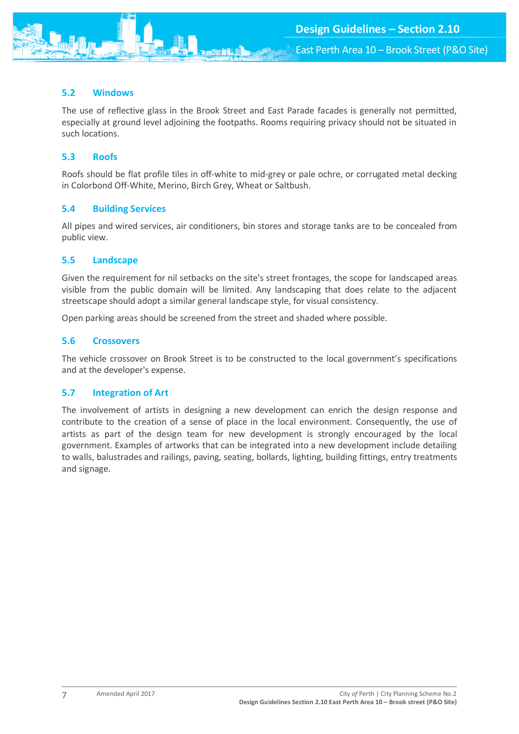### 5.2 Windows

The use of reflective glass in the Brook Street and East Parade facades is generally not permitted, especially at ground level adjoining the footpaths. Rooms requiring privacy should not be situated in such locations.

### 5.3 Roofs

Roofs should be flat profile tiles in off-white to mid-grey or pale ochre, or corrugated metal decking in Colorbond Off-White, Merino, Birch Grey, Wheat or Saltbush.

### 5.4 Building Services

All pipes and wired services, air conditioners, bin stores and storage tanks are to be concealed from public view.

### 5.5 Landscape

Given the requirement for nil setbacks on the site's street frontages, the scope for landscaped areas visible from the public domain will be limited. Any landscaping that does relate to the adjacent streetscape should adopt a similar general landscape style, for visual consistency.

Open parking areas should be screened from the street and shaded where possible.

### 5.6 Crossovers

The vehicle crossover on Brook Street is to be constructed to the local government's specifications and at the developer's expense.

### 5.7 Integration of Art

The involvement of artists in designing a new development can enrich the design response and contribute to the creation of a sense of place in the local environment. Consequently, the use of artists as part of the design team for new development is strongly encouraged by the local government. Examples of artworks that can be integrated into a new development include detailing to walls, balustrades and railings, paving, seating, bollards, lighting, building fittings, entry treatments and signage.